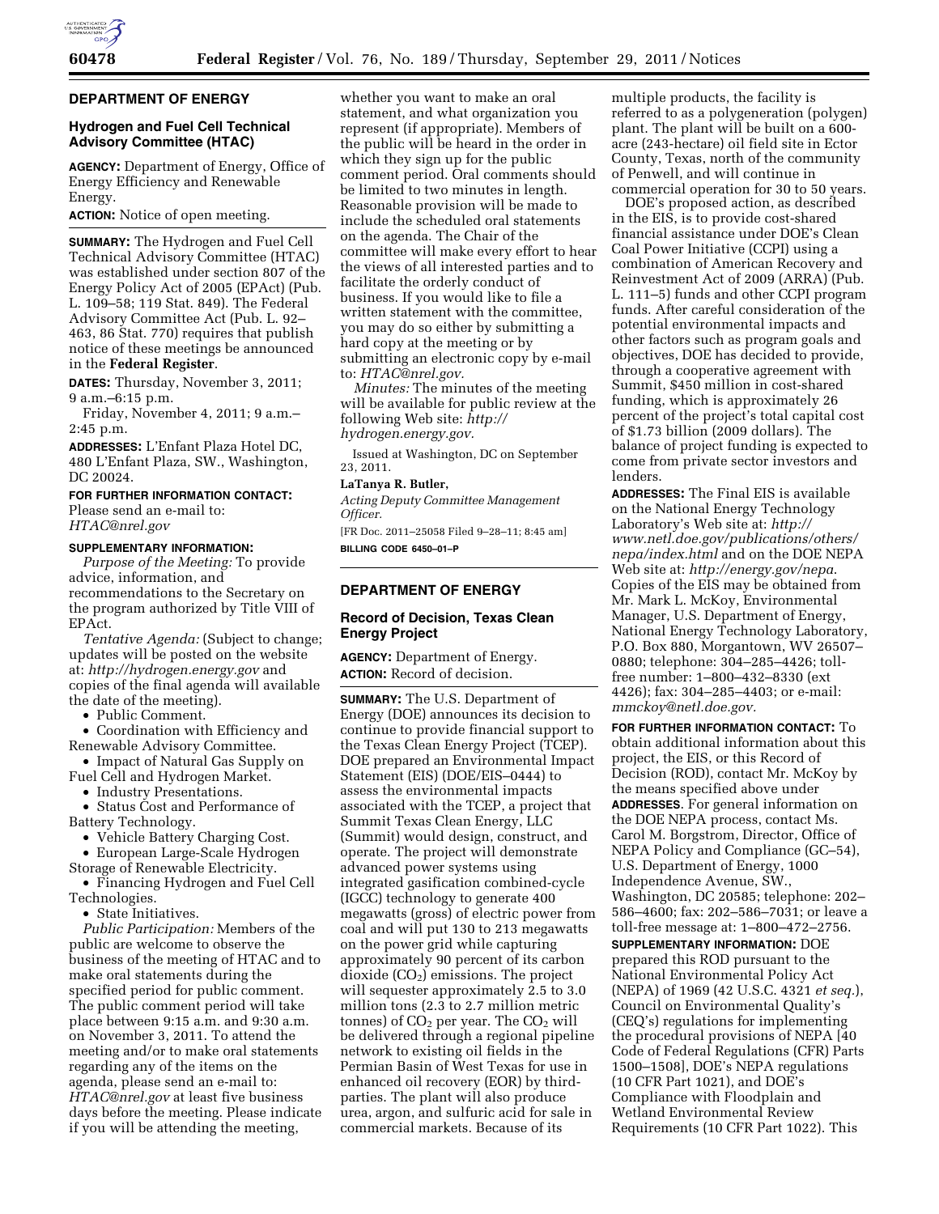## DEPARTMENT OF ENERGY

### Hydrogen and Fuel Cell Technical Advisory Committee (HTAC)

**AGENCY:** Department of Energy, Office of Energy Efficiency and Renewable Energy.

**ACTION:** Notice of open meeting.

**SUMMARY:** The Hydrogen and Fuel Cell Technical Advisory Committee (HTAC) was established under section 807 of the Energy Policy Act of 2005 (EPAct) (Pub. L. 109–58; 119 Stat. 849). The Federal Advisory Committee Act (Pub. L. 92–463, 86 Stat. 770) requires that publish notice of these meetings be announced in the **Federal Register**.

**DATES:** Thursday, November 3, 2011; 9 a.m.–6:15 p.m.

Friday, November 4, 2011; 9 a.m.–2:45 p.m.

**ADDRESSES:** L'Enfant Plaza Hotel DC, 480 L'Enfant Plaza, SW., Washington, DC 20024.

**FOR FURTHER INFORMATION CONTACT:** Please send an e-mail to: *HTAC@nrel.gov*

**SUPPLEMENTARY INFORMATION:**

*Purpose of the Meeting:* To provide advice, information, and recommendations to the Secretary on the program authorized by Title VIII of EPAct.

*Tentative Agenda:* (Subject to change; updates will be posted on the website at: *http://hydrogen.energy.gov* and copies of the final agenda will available the date of the meeting).

- Public Comment.
- Coordination with Efficiency and Renewable Advisory Committee.
- Impact of Natural Gas Supply on Fuel Cell and Hydrogen Market.
- Industry Presentations.
- Status Cost and Performance of Battery Technology.
- Vehicle Battery Charging Cost.
- European Large-Scale Hydrogen Storage of Renewable Electricity.
- Financing Hydrogen and Fuel Cell Technologies.
- State Initiatives.

*Public Participation:* Members of the public are welcome to observe the business of the meeting of HTAC and to make oral statements during the specified period for public comment. The public comment period will take place between 9:15 a.m. and 9:30 a.m. on November 3, 2011. To attend the meeting and/or to make oral statements regarding any of the items on the agenda, please send an e-mail to: *HTAC@nrel.gov* at least five business days before the meeting. Please indicate if you will be attending the meeting, whether you want to make an oral statement, and what organization you represent (if appropriate). Members of the public will be heard in the order in which they sign up for the public comment period. Oral comments should be limited to two minutes in length. Reasonable provision will be made to include the scheduled oral statements on the agenda. The Chair of the committee will make every effort to hear the views of all interested parties and to facilitate the orderly conduct of business. If you would like to file a written statement with the committee, you may do so either by submitting a hard copy at the meeting or by submitting an electronic copy by e-mail to: *HTAC@nrel.gov.*

*Minutes:* The minutes of the meeting will be available for public review at the following Web site: *http://hydrogen.energy.gov.*

Issued at Washington, DC on September 23, 2011.

**LaTanya R. Butler,**

*Acting Deputy Committee Management Officer.*

[FR Doc. 2011–25058 Filed 9–28–11; 8:45 am]

**BILLING CODE 6450–01–P**

## DEPARTMENT OF ENERGY

### Record of Decision, Texas Clean Energy Project

**AGENCY:** Department of Energy.

**ACTION:** Record of decision.

**SUMMARY:** The U.S. Department of Energy (DOE) announces its decision to continue to provide financial support to the Texas Clean Energy Project (TCEP). DOE prepared an Environmental Impact Statement (EIS) (DOE/EIS–0444) to assess the environmental impacts associated with the TCEP, a project that Summit Texas Clean Energy, LLC (Summit) would design, construct, and operate. The project will demonstrate advanced power systems using integrated gasification combined-cycle (IGCC) technology to generate 400 megawatts (gross) of electric power from coal and will put 130 to 213 megawatts on the power grid while capturing approximately 90 percent of its carbon dioxide ($CO_2$) emissions. The project will sequester approximately 2.5 to 3.0 million tons (2.3 to 2.7 million metric tonnes) of $CO_2$ per year. The $CO_2$ will be delivered through a regional pipeline network to existing oil fields in the Permian Basin of West Texas for use in enhanced oil recovery (EOR) by third-parties. The plant will also produce urea, argon, and sulfuric acid for sale in commercial markets. Because of its multiple products, the facility is referred to as a polygeneration (polygen) plant. The plant will be built on a 600-acre (243-hectare) oil field site in Ector County, Texas, north of the community of Penwell, and will continue in commercial operation for 30 to 50 years.

DOE's proposed action, as described in the EIS, is to provide cost-shared financial assistance under DOE's Clean Coal Power Initiative (CCPI) using a combination of American Recovery and Reinvestment Act of 2009 (ARRA) (Pub. L. 111–5) funds and other CCPI program funds. After careful consideration of the potential environmental impacts and other factors such as program goals and objectives, DOE has decided to provide, through a cooperative agreement with Summit, $450 million in cost-shared funding, which is approximately 26 percent of the project's total capital cost of $1.73 billion (2009 dollars). The balance of project funding is expected to come from private sector investors and lenders.

**ADDRESSES:** The Final EIS is available on the National Energy Technology Laboratory's Web site at: *http://www.netl.doe.gov/publications/others/nepa/index.html* and on the DOE NEPA Web site at: *http://energy.gov/nepa*. Copies of the EIS may be obtained from Mr. Mark L. McKoy, Environmental Manager, U.S. Department of Energy, National Energy Technology Laboratory, P.O. Box 880, Morgantown, WV 26507–0880; telephone: 304–285–4426; toll-free number: 1–800–432–8330 (ext 4426); fax: 304–285–4403; or e-mail: *mmckoy@netl.doe.gov.*

**FOR FURTHER INFORMATION CONTACT:** To obtain additional information about this project, the EIS, or this Record of Decision (ROD), contact Mr. McKoy by the means specified above under **ADDRESSES**. For general information on the DOE NEPA process, contact Ms. Carol M. Borgstrom, Director, Office of NEPA Policy and Compliance (GC–54), U.S. Department of Energy, 1000 Independence Avenue, SW., Washington, DC 20585; telephone: 202–586–4600; fax: 202–586–7031; or leave a toll-free message at: 1–800–472–2756.

**SUPPLEMENTARY INFORMATION:** DOE prepared this ROD pursuant to the National Environmental Policy Act (NEPA) of 1969 (42 U.S.C. 4321 *et seq.*), Council on Environmental Quality's (CEQ's) regulations for implementing the procedural provisions of NEPA [40 Code of Federal Regulations (CFR) Parts 1500–1508], DOE's NEPA regulations (10 CFR Part 1021), and DOE's Compliance with Floodplain and Wetland Environmental Review Requirements (10 CFR Part 1022). This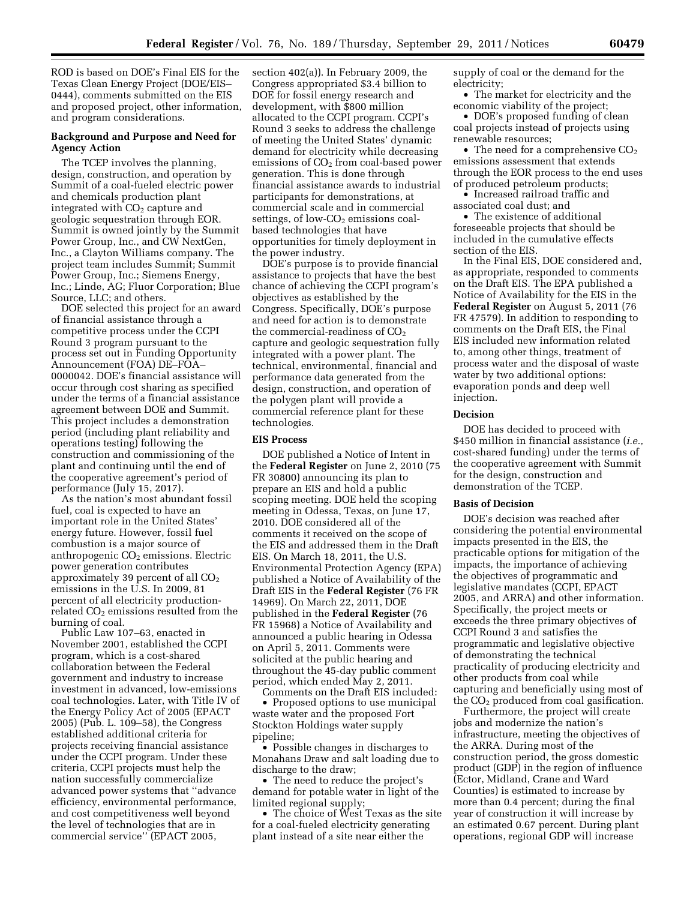ROD is based on DOE's Final EIS for the Texas Clean Energy Project (DOE/EIS–0444), comments submitted on the EIS and proposed project, other information, and program considerations.

**Background and Purpose and Need for Agency Action**

The TCEP involves the planning, design, construction, and operation by Summit of a coal-fueled electric power and chemicals production plant integrated with $CO_2$ capture and geologic sequestration through EOR. Summit is owned jointly by the Summit Power Group, Inc., and CW NextGen, Inc., a Clayton Williams company. The project team includes Summit; Summit Power Group, Inc.; Siemens Energy, Inc.; Linde, AG; Fluor Corporation; Blue Source, LLC; and others.

DOE selected this project for an award of financial assistance through a competitive process under the CCPI Round 3 program pursuant to the process set out in Funding Opportunity Announcement (FOA) DE–FOA–0000042. DOE's financial assistance will occur through cost sharing as specified under the terms of a financial assistance agreement between DOE and Summit. This project includes a demonstration period (including plant reliability and operations testing) following the construction and commissioning of the plant and continuing until the end of the cooperative agreement's period of performance (July 15, 2017).

As the nation's most abundant fossil fuel, coal is expected to have an important role in the United States' energy future. However, fossil fuel combustion is a major source of anthropogenic $CO_2$ emissions. Electric power generation contributes approximately 39 percent of all $CO_2$ emissions in the U.S. In 2009, 81 percent of all electricity production-related $CO_2$ emissions resulted from the burning of coal.

Public Law 107–63, enacted in November 2001, established the CCPI program, which is a cost-shared collaboration between the Federal government and industry to increase investment in advanced, low-emissions coal technologies. Later, with Title IV of the Energy Policy Act of 2005 (EPACT 2005) (Pub. L. 109–58), the Congress established additional criteria for projects receiving financial assistance under the CCPI program. Under these criteria, CCPI projects must help the nation successfully commercialize advanced power systems that ''advance efficiency, environmental performance, and cost competitiveness well beyond the level of technologies that are in commercial service'' (EPACT 2005, section 402(a)). In February 2009, the Congress appropriated \$3.4 billion to DOE for fossil energy research and development, with \$800 million allocated to the CCPI program. CCPI's Round 3 seeks to address the challenge of meeting the United States' dynamic demand for electricity while decreasing emissions of $CO_2$ from coal-based power generation. This is done through financial assistance awards to industrial participants for demonstrations, at commercial scale and in commercial settings, of low-$CO_2$ emissions coal-based technologies that have opportunities for timely deployment in the power industry.

DOE's purpose is to provide financial assistance to projects that have the best chance of achieving the CCPI program's objectives as established by the Congress. Specifically, DOE's purpose and need for action is to demonstrate the commercial-readiness of $CO_2$ capture and geologic sequestration fully integrated with a power plant. The technical, environmental, financial and performance data generated from the design, construction, and operation of the polygen plant will provide a commercial reference plant for these technologies.

**EIS Process**

DOE published a Notice of Intent in the **Federal Register** on June 2, 2010 (75 FR 30800) announcing its plan to prepare an EIS and hold a public scoping meeting. DOE held the scoping meeting in Odessa, Texas, on June 17, 2010. DOE considered all of the comments it received on the scope of the EIS and addressed them in the Draft EIS. On March 18, 2011, the U.S. Environmental Protection Agency (EPA) published a Notice of Availability of the Draft EIS in the **Federal Register** (76 FR 14969). On March 22, 2011, DOE published in the **Federal Register** (76 FR 15968) a Notice of Availability and announced a public hearing in Odessa on April 5, 2011. Comments were solicited at the public hearing and throughout the 45-day public comment period, which ended May 2, 2011.

Comments on the Draft EIS included:

- Proposed options to use municipal waste water and the proposed Fort Stockton Holdings water supply pipeline;
- Possible changes in discharges to Monahans Draw and salt loading due to discharge to the draw;
- The need to reduce the project's demand for potable water in light of the limited regional supply;
- The choice of West Texas as the site for a coal-fueled electricity generating plant instead of a site near either the supply of coal or the demand for the electricity;
- The market for electricity and the economic viability of the project;
- DOE's proposed funding of clean coal projects instead of projects using renewable resources;
- The need for a comprehensive $CO_2$ emissions assessment that extends through the EOR process to the end uses of produced petroleum products;
- Increased railroad traffic and associated coal dust; and
- The existence of additional foreseeable projects that should be included in the cumulative effects section of the EIS.

In the Final EIS, DOE considered and, as appropriate, responded to comments on the Draft EIS. The EPA published a Notice of Availability for the EIS in the **Federal Register** on August 5, 2011 (76 FR 47579). In addition to responding to comments on the Draft EIS, the Final EIS included new information related to, among other things, treatment of process water and the disposal of waste water by two additional options: evaporation ponds and deep well injection.

**Decision**

DOE has decided to proceed with \$450 million in financial assistance (*i.e.,* cost-shared funding) under the terms of the cooperative agreement with Summit for the design, construction and demonstration of the TCEP.

**Basis of Decision**

DOE's decision was reached after considering the potential environmental impacts presented in the EIS, the practicable options for mitigation of the impacts, the importance of achieving the objectives of programmatic and legislative mandates (CCPI, EPACT 2005, and ARRA) and other information. Specifically, the project meets or exceeds the three primary objectives of CCPI Round 3 and satisfies the programmatic and legislative objective of demonstrating the technical practicality of producing electricity and other products from coal while capturing and beneficially using most of the $CO_2$ produced from coal gasification.

Furthermore, the project will create jobs and modernize the nation's infrastructure, meeting the objectives of the ARRA. During most of the construction period, the gross domestic product (GDP) in the region of influence (Ector, Midland, Crane and Ward Counties) is estimated to increase by more than 0.4 percent; during the final year of construction it will increase by an estimated 0.67 percent. During plant operations, regional GDP will increase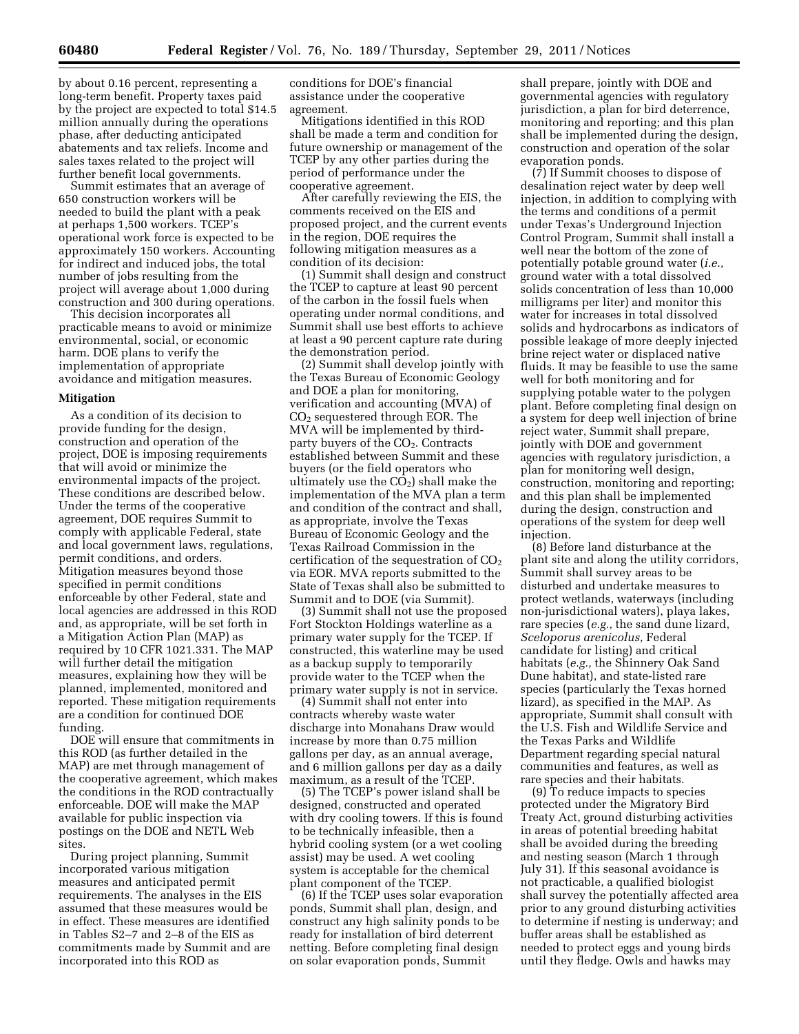by about 0.16 percent, representing a long-term benefit. Property taxes paid by the project are expected to total $14.5 million annually during the operations phase, after deducting anticipated abatements and tax reliefs. Income and sales taxes related to the project will further benefit local governments.

Summit estimates that an average of 650 construction workers will be needed to build the plant with a peak at perhaps 1,500 workers. TCEP's operational work force is expected to be approximately 150 workers. Accounting for indirect and induced jobs, the total number of jobs resulting from the project will average about 1,000 during construction and 300 during operations.

This decision incorporates all practicable means to avoid or minimize environmental, social, or economic harm. DOE plans to verify the implementation of appropriate avoidance and mitigation measures.

**Mitigation**

As a condition of its decision to provide funding for the design, construction and operation of the project, DOE is imposing requirements that will avoid or minimize the environmental impacts of the project. These conditions are described below. Under the terms of the cooperative agreement, DOE requires Summit to comply with applicable Federal, state and local government laws, regulations, permit conditions, and orders. Mitigation measures beyond those specified in permit conditions enforceable by other Federal, state and local agencies are addressed in this ROD and, as appropriate, will be set forth in a Mitigation Action Plan (MAP) as required by 10 CFR 1021.331. The MAP will further detail the mitigation measures, explaining how they will be planned, implemented, monitored and reported. These mitigation requirements are a condition for continued DOE funding.

DOE will ensure that commitments in this ROD (as further detailed in the MAP) are met through management of the cooperative agreement, which makes the conditions in the ROD contractually enforceable. DOE will make the MAP available for public inspection via postings on the DOE and NETL Web sites.

During project planning, Summit incorporated various mitigation measures and anticipated permit requirements. The analyses in the EIS assumed that these measures would be in effect. These measures are identified in Tables S2–7 and 2–8 of the EIS as commitments made by Summit and are incorporated into this ROD as conditions for DOE's financial assistance under the cooperative agreement.

Mitigations identified in this ROD shall be made a term and condition for future ownership or management of the TCEP by any other parties during the period of performance under the cooperative agreement.

After carefully reviewing the EIS, the comments received on the EIS and proposed project, and the current events in the region, DOE requires the following mitigation measures as a condition of its decision:

(1) Summit shall design and construct the TCEP to capture at least 90 percent of the carbon in the fossil fuels when operating under normal conditions, and Summit shall use best efforts to achieve at least a 90 percent capture rate during the demonstration period.

(2) Summit shall develop jointly with the Texas Bureau of Economic Geology and DOE a plan for monitoring, verification and accounting (MVA) of $CO_2$ sequestered through EOR. The MVA will be implemented by third-party buyers of the $CO_2$. Contracts established between Summit and these buyers (or the field operators who ultimately use the $CO_2$) shall make the implementation of the MVA plan a term and condition of the contract and shall, as appropriate, involve the Texas Bureau of Economic Geology and the Texas Railroad Commission in the certification of the sequestration of $CO_2$ via EOR. MVA reports submitted to the State of Texas shall also be submitted to Summit and to DOE (via Summit).

(3) Summit shall not use the proposed Fort Stockton Holdings waterline as a primary water supply for the TCEP. If constructed, this waterline may be used as a backup supply to temporarily provide water to the TCEP when the primary water supply is not in service.

(4) Summit shall not enter into contracts whereby waste water discharge into Monahans Draw would increase by more than 0.75 million gallons per day, as an annual average, and 6 million gallons per day as a daily maximum, as a result of the TCEP.

(5) The TCEP's power island shall be designed, constructed and operated with dry cooling towers. If this is found to be technically infeasible, then a hybrid cooling system (or a wet cooling assist) may be used. A wet cooling system is acceptable for the chemical plant component of the TCEP.

(6) If the TCEP uses solar evaporation ponds, Summit shall plan, design, and construct any high salinity ponds to be ready for installation of bird deterrent netting. Before completing final design on solar evaporation ponds, Summit shall prepare, jointly with DOE and governmental agencies with regulatory jurisdiction, a plan for bird deterrence, monitoring and reporting; and this plan shall be implemented during the design, construction and operation of the solar evaporation ponds.

(7) If Summit chooses to dispose of desalination reject water by deep well injection, in addition to complying with the terms and conditions of a permit under Texas's Underground Injection Control Program, Summit shall install a well near the bottom of the zone of potentially potable ground water (*i.e.,* ground water with a total dissolved solids concentration of less than 10,000 milligrams per liter) and monitor this water for increases in total dissolved solids and hydrocarbons as indicators of possible leakage of more deeply injected brine reject water or displaced native fluids. It may be feasible to use the same well for both monitoring and for supplying potable water to the polygen plant. Before completing final design on a system for deep well injection of brine reject water, Summit shall prepare, jointly with DOE and government agencies with regulatory jurisdiction, a plan for monitoring well design, construction, monitoring and reporting; and this plan shall be implemented during the design, construction and operations of the system for deep well injection.

(8) Before land disturbance at the plant site and along the utility corridors, Summit shall survey areas to be disturbed and undertake measures to protect wetlands, waterways (including non-jurisdictional waters), playa lakes, rare species (*e.g.,* the sand dune lizard, *Sceloporus arenicolus,* Federal candidate for listing) and critical habitats (*e.g.,* the Shinnery Oak Sand Dune habitat), and state-listed rare species (particularly the Texas horned lizard), as specified in the MAP. As appropriate, Summit shall consult with the U.S. Fish and Wildlife Service and the Texas Parks and Wildlife Department regarding special natural communities and features, as well as rare species and their habitats.

(9) To reduce impacts to species protected under the Migratory Bird Treaty Act, ground disturbing activities in areas of potential breeding habitat shall be avoided during the breeding and nesting season (March 1 through July 31). If this seasonal avoidance is not practicable, a qualified biologist shall survey the potentially affected area prior to any ground disturbing activities to determine if nesting is underway; and buffer areas shall be established as needed to protect eggs and young birds until they fledge. Owls and hawks may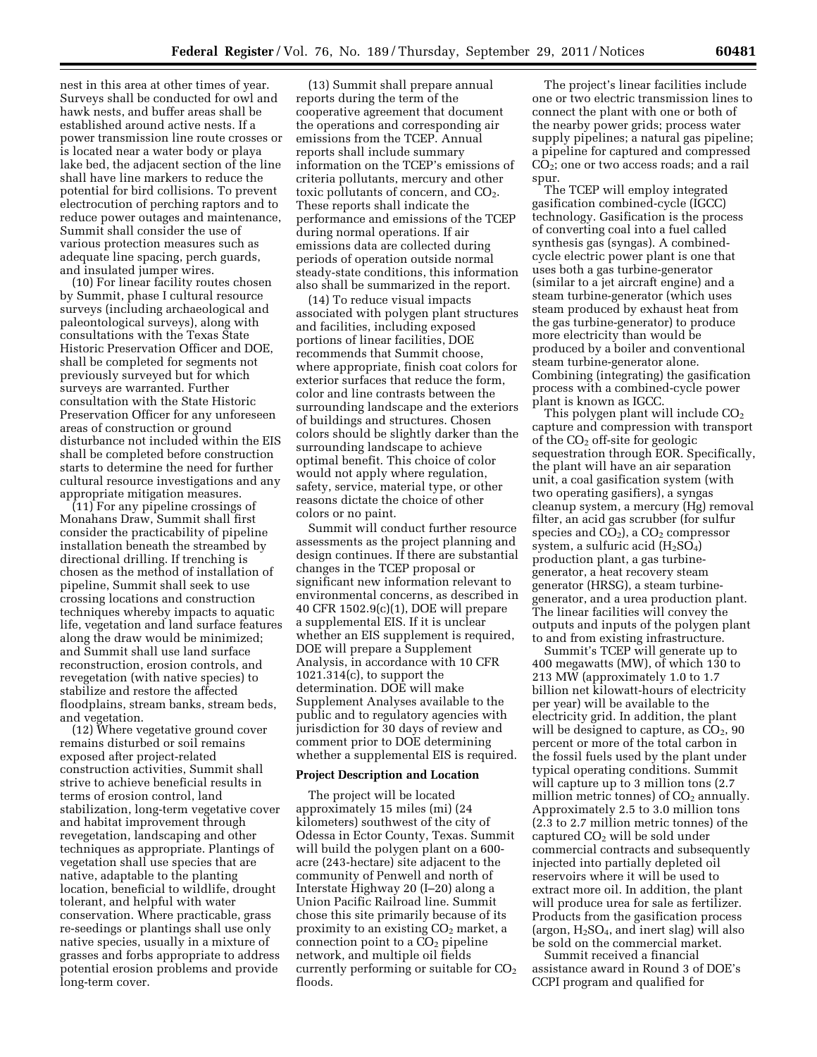nest in this area at other times of year. Surveys shall be conducted for owl and hawk nests, and buffer areas shall be established around active nests. If a power transmission line route crosses or is located near a water body or playa lake bed, the adjacent section of the line shall have line markers to reduce the potential for bird collisions. To prevent electrocution of perching raptors and to reduce power outages and maintenance, Summit shall consider the use of various protection measures such as adequate line spacing, perch guards, and insulated jumper wires.

(10) For linear facility routes chosen by Summit, phase I cultural resource surveys (including archaeological and paleontological surveys), along with consultations with the Texas State Historic Preservation Officer and DOE, shall be completed for segments not previously surveyed but for which surveys are warranted. Further consultation with the State Historic Preservation Officer for any unforeseen areas of construction or ground disturbance not included within the EIS shall be completed before construction starts to determine the need for further cultural resource investigations and any appropriate mitigation measures.

(11) For any pipeline crossings of Monahans Draw, Summit shall first consider the practicability of pipeline installation beneath the streambed by directional drilling. If trenching is chosen as the method of installation of pipeline, Summit shall seek to use crossing locations and construction techniques whereby impacts to aquatic life, vegetation and land surface features along the draw would be minimized; and Summit shall use land surface reconstruction, erosion controls, and revegetation (with native species) to stabilize and restore the affected floodplains, stream banks, stream beds, and vegetation.

(12) Where vegetative ground cover remains disturbed or soil remains exposed after project-related construction activities, Summit shall strive to achieve beneficial results in terms of erosion control, land stabilization, long-term vegetative cover and habitat improvement through revegetation, landscaping and other techniques as appropriate. Plantings of vegetation shall use species that are native, adaptable to the planting location, beneficial to wildlife, drought tolerant, and helpful with water conservation. Where practicable, grass re-seedings or plantings shall use only native species, usually in a mixture of grasses and forbs appropriate to address potential erosion problems and provide long-term cover.

(13) Summit shall prepare annual reports during the term of the cooperative agreement that document the operations and corresponding air emissions from the TCEP. Annual reports shall include summary information on the TCEP's emissions of criteria pollutants, mercury and other toxic pollutants of concern, and $CO_2$. These reports shall indicate the performance and emissions of the TCEP during normal operations. If air emissions data are collected during periods of operation outside normal steady-state conditions, this information also shall be summarized in the report.

(14) To reduce visual impacts associated with polygen plant structures and facilities, including exposed portions of linear facilities, DOE recommends that Summit choose, where appropriate, finish coat colors for exterior surfaces that reduce the form, color and line contrasts between the surrounding landscape and the exteriors of buildings and structures. Chosen colors should be slightly darker than the surrounding landscape to achieve optimal benefit. This choice of color would not apply where regulation, safety, service, material type, or other reasons dictate the choice of other colors or no paint.

Summit will conduct further resource assessments as the project planning and design continues. If there are substantial changes in the TCEP proposal or significant new information relevant to environmental concerns, as described in 40 CFR 1502.9(c)(1), DOE will prepare a supplemental EIS. If it is unclear whether an EIS supplement is required, DOE will prepare a Supplement Analysis, in accordance with 10 CFR 1021.314(c), to support the determination. DOE will make Supplement Analyses available to the public and to regulatory agencies with jurisdiction for 30 days of review and comment prior to DOE determining whether a supplemental EIS is required.

## Project Description and Location

The project will be located approximately 15 miles (mi) (24 kilometers) southwest of the city of Odessa in Ector County, Texas. Summit will build the polygen plant on a 600-acre (243-hectare) site adjacent to the community of Penwell and north of Interstate Highway 20 (I–20) along a Union Pacific Railroad line. Summit chose this site primarily because of its proximity to an existing $CO_2$ market, a connection point to a $CO_2$ pipeline network, and multiple oil fields currently performing or suitable for $CO_2$ floods.

The project's linear facilities include one or two electric transmission lines to connect the plant with one or both of the nearby power grids; process water supply pipelines; a natural gas pipeline; a pipeline for captured and compressed $CO_2$; one or two access roads; and a rail spur.

The TCEP will employ integrated gasification combined-cycle (IGCC) technology. Gasification is the process of converting coal into a fuel called synthesis gas (syngas). A combined-cycle electric power plant is one that uses both a gas turbine-generator (similar to a jet aircraft engine) and a steam turbine-generator (which uses steam produced by exhaust heat from the gas turbine-generator) to produce more electricity than would be produced by a boiler and conventional steam turbine-generator alone. Combining (integrating) the gasification process with a combined-cycle power plant is known as IGCC.

This polygen plant will include $CO_2$ capture and compression with transport of the $CO_2$ off-site for geologic sequestration through EOR. Specifically, the plant will have an air separation unit, a coal gasification system (with two operating gasifiers), a syngas cleanup system, a mercury (Hg) removal filter, an acid gas scrubber (for sulfur species and $CO_2$), a $CO_2$ compressor system, a sulfuric acid ($H_2SO_4$) production plant, a gas turbine-generator, a heat recovery steam generator (HRSG), a steam turbine-generator, and a urea production plant. The linear facilities will convey the outputs and inputs of the polygen plant to and from existing infrastructure.

Summit's TCEP will generate up to 400 megawatts (MW), of which 130 to 213 MW (approximately 1.0 to 1.7 billion net kilowatt-hours of electricity per year) will be available to the electricity grid. In addition, the plant will be designed to capture, as $CO_2$, 90 percent or more of the total carbon in the fossil fuels used by the plant under typical operating conditions. Summit will capture up to 3 million tons (2.7 million metric tonnes) of $CO_2$ annually. Approximately 2.5 to 3.0 million tons (2.3 to 2.7 million metric tonnes) of the captured $CO_2$ will be sold under commercial contracts and subsequently injected into partially depleted oil reservoirs where it will be used to extract more oil. In addition, the plant will produce urea for sale as fertilizer. Products from the gasification process (argon, $H_2SO_4$, and inert slag) will also be sold on the commercial market.

Summit received a financial assistance award in Round 3 of DOE's CCPI program and qualified for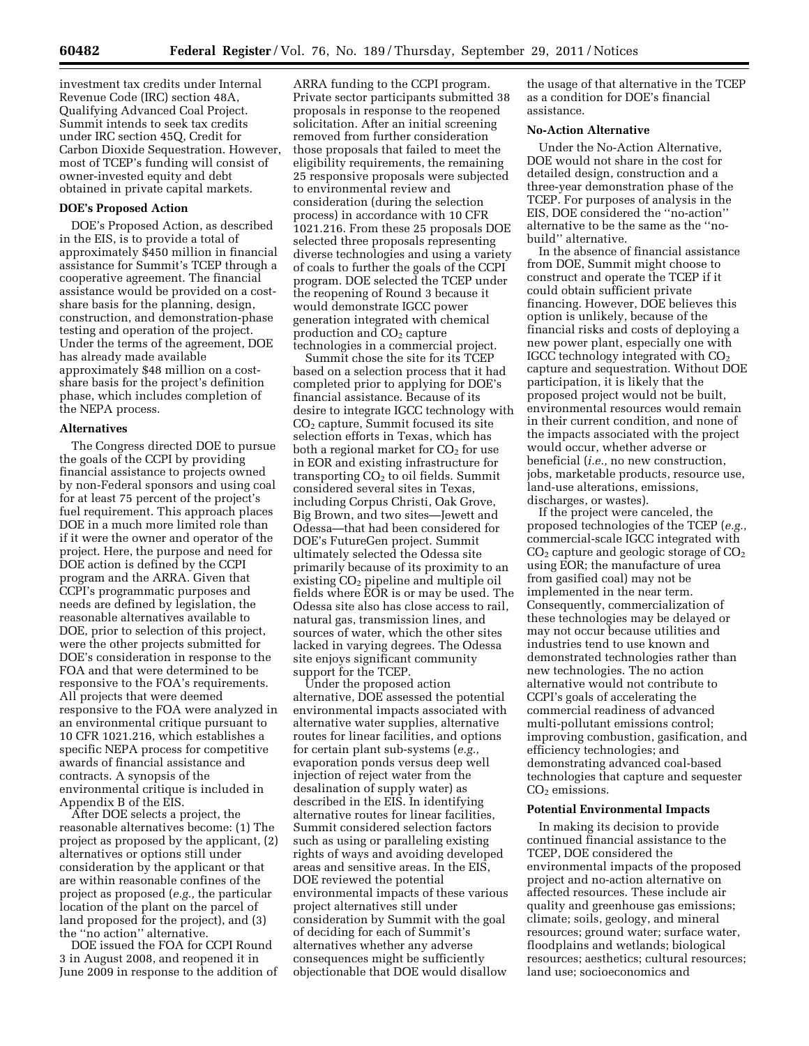investment tax credits under Internal Revenue Code (IRC) section 48A, Qualifying Advanced Coal Project. Summit intends to seek tax credits under IRC section 45Q, Credit for Carbon Dioxide Sequestration. However, most of TCEP's funding will consist of owner-invested equity and debt obtained in private capital markets.

### DOE's Proposed Action

DOE's Proposed Action, as described in the EIS, is to provide a total of approximately $450 million in financial assistance for Summit's TCEP through a cooperative agreement. The financial assistance would be provided on a cost-share basis for the planning, design, construction, and demonstration-phase testing and operation of the project. Under the terms of the agreement, DOE has already made available approximately $48 million on a cost-share basis for the project's definition phase, which includes completion of the NEPA process.

### Alternatives

The Congress directed DOE to pursue the goals of the CCPI by providing financial assistance to projects owned by non-Federal sponsors and using coal for at least 75 percent of the project's fuel requirement. This approach places DOE in a much more limited role than if it were the owner and operator of the project. Here, the purpose and need for DOE action is defined by the CCPI program and the ARRA. Given that CCPI's programmatic purposes and needs are defined by legislation, the reasonable alternatives available to DOE, prior to selection of this project, were the other projects submitted for DOE's consideration in response to the FOA and that were determined to be responsive to the FOA's requirements. All projects that were deemed responsive to the FOA were analyzed in an environmental critique pursuant to 10 CFR 1021.216, which establishes a specific NEPA process for competitive awards of financial assistance and contracts. A synopsis of the environmental critique is included in Appendix B of the EIS.

After DOE selects a project, the reasonable alternatives become: (1) The project as proposed by the applicant, (2) alternatives or options still under consideration by the applicant or that are within reasonable confines of the project as proposed (*e.g.,* the particular location of the plant on the parcel of land proposed for the project), and (3) the ''no action'' alternative.

DOE issued the FOA for CCPI Round 3 in August 2008, and reopened it in June 2009 in response to the addition of ARRA funding to the CCPI program. Private sector participants submitted 38 proposals in response to the reopened solicitation. After an initial screening removed from further consideration those proposals that failed to meet the eligibility requirements, the remaining 25 responsive proposals were subjected to environmental review and consideration (during the selection process) in accordance with 10 CFR 1021.216. From these 25 proposals DOE selected three proposals representing diverse technologies and using a variety of coals to further the goals of the CCPI program. DOE selected the TCEP under the reopening of Round 3 because it would demonstrate IGCC power generation integrated with chemical production and $CO_2$ capture technologies in a commercial project.

Summit chose the site for its TCEP based on a selection process that it had completed prior to applying for DOE's financial assistance. Because of its desire to integrate IGCC technology with $CO_2$ capture, Summit focused its site selection efforts in Texas, which has both a regional market for $CO_2$ for use in EOR and existing infrastructure for transporting $CO_2$ to oil fields. Summit considered several sites in Texas, including Corpus Christi, Oak Grove, Big Brown, and two sites—Jewett and Odessa—that had been considered for DOE's FutureGen project. Summit ultimately selected the Odessa site primarily because of its proximity to an existing $CO_2$ pipeline and multiple oil fields where EOR is or may be used. The Odessa site also has close access to rail, natural gas, transmission lines, and sources of water, which the other sites lacked in varying degrees. The Odessa site enjoys significant community support for the TCEP.

Under the proposed action alternative, DOE assessed the potential environmental impacts associated with alternative water supplies, alternative routes for linear facilities, and options for certain plant sub-systems (*e.g.,* evaporation ponds versus deep well injection of reject water from the desalination of supply water) as described in the EIS. In identifying alternative routes for linear facilities, Summit considered selection factors such as using or paralleling existing rights of ways and avoiding developed areas and sensitive areas. In the EIS, DOE reviewed the potential environmental impacts of these various project alternatives still under consideration by Summit with the goal of deciding for each of Summit's alternatives whether any adverse consequences might be sufficiently objectionable that DOE would disallow the usage of that alternative in the TCEP as a condition for DOE's financial assistance.

### No-Action Alternative

Under the No-Action Alternative, DOE would not share in the cost for detailed design, construction and a three-year demonstration phase of the TCEP. For purposes of analysis in the EIS, DOE considered the ''no-action'' alternative to be the same as the ''no-build'' alternative.

In the absence of financial assistance from DOE, Summit might choose to construct and operate the TCEP if it could obtain sufficient private financing. However, DOE believes this option is unlikely, because of the financial risks and costs of deploying a new power plant, especially one with IGCC technology integrated with $CO_2$ capture and sequestration. Without DOE participation, it is likely that the proposed project would not be built, environmental resources would remain in their current condition, and none of the impacts associated with the project would occur, whether adverse or beneficial (*i.e.,* no new construction, jobs, marketable products, resource use, land-use alterations, emissions, discharges, or wastes).

If the project were canceled, the proposed technologies of the TCEP (*e.g.,* commercial-scale IGCC integrated with $CO_2$ capture and geologic storage of $CO_2$ using EOR; the manufacture of urea from gasified coal) may not be implemented in the near term. Consequently, commercialization of these technologies may be delayed or may not occur because utilities and industries tend to use known and demonstrated technologies rather than new technologies. The no action alternative would not contribute to CCPI's goals of accelerating the commercial readiness of advanced multi-pollutant emissions control; improving combustion, gasification, and efficiency technologies; and demonstrating advanced coal-based technologies that capture and sequester $CO_2$ emissions.

### Potential Environmental Impacts

In making its decision to provide continued financial assistance to the TCEP, DOE considered the environmental impacts of the proposed project and no-action alternative on affected resources. These include air quality and greenhouse gas emissions; climate; soils, geology, and mineral resources; ground water; surface water, floodplains and wetlands; biological resources; aesthetics; cultural resources; land use; socioeconomics and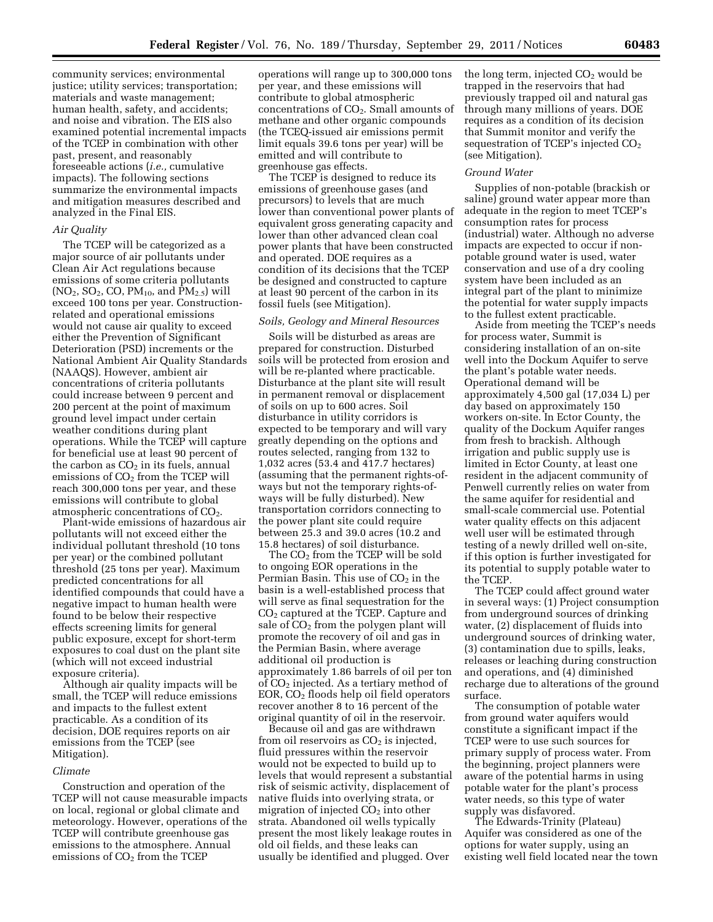community services; environmental justice; utility services; transportation; materials and waste management; human health, safety, and accidents; and noise and vibration. The EIS also examined potential incremental impacts of the TCEP in combination with other past, present, and reasonably foreseeable actions (*i.e.,* cumulative impacts). The following sections summarize the environmental impacts and mitigation measures described and analyzed in the Final EIS.

### *Air Quality*

The TCEP will be categorized as a major source of air pollutants under Clean Air Act regulations because emissions of some criteria pollutants ($NO_2$, $SO_2$, CO, $PM_{10}$, and $PM_{2.5}$) will exceed 100 tons per year. Construction-related and operational emissions would not cause air quality to exceed either the Prevention of Significant Deterioration (PSD) increments or the National Ambient Air Quality Standards (NAAQS). However, ambient air concentrations of criteria pollutants could increase between 9 percent and 200 percent at the point of maximum ground level impact under certain weather conditions during plant operations. While the TCEP will capture for beneficial use at least 90 percent of the carbon as $CO_2$ in its fuels, annual emissions of $CO_2$ from the TCEP will reach 300,000 tons per year, and these emissions will contribute to global atmospheric concentrations of $CO_2$.

Plant-wide emissions of hazardous air pollutants will not exceed either the individual pollutant threshold (10 tons per year) or the combined pollutant threshold (25 tons per year). Maximum predicted concentrations for all identified compounds that could have a negative impact to human health were found to be below their respective effects screening limits for general public exposure, except for short-term exposures to coal dust on the plant site (which will not exceed industrial exposure criteria).

Although air quality impacts will be small, the TCEP will reduce emissions and impacts to the fullest extent practicable. As a condition of its decision, DOE requires reports on air emissions from the TCEP (see Mitigation).

### *Climate*

Construction and operation of the TCEP will not cause measurable impacts on local, regional or global climate and meteorology. However, operations of the TCEP will contribute greenhouse gas emissions to the atmosphere. Annual emissions of $CO_2$ from the TCEP operations will range up to 300,000 tons per year, and these emissions will contribute to global atmospheric concentrations of $CO_2$. Small amounts of methane and other organic compounds (the TCEQ-issued air emissions permit limit equals 39.6 tons per year) will be emitted and will contribute to greenhouse gas effects.

The TCEP is designed to reduce its emissions of greenhouse gases (and precursors) to levels that are much lower than conventional power plants of equivalent gross generating capacity and lower than other advanced clean coal power plants that have been constructed and operated. DOE requires as a condition of its decisions that the TCEP be designed and constructed to capture at least 90 percent of the carbon in its fossil fuels (see Mitigation).

### *Soils, Geology and Mineral Resources*

Soils will be disturbed as areas are prepared for construction. Disturbed soils will be protected from erosion and will be re-planted where practicable. Disturbance at the plant site will result in permanent removal or displacement of soils on up to 600 acres. Soil disturbance in utility corridors is expected to be temporary and will vary greatly depending on the options and routes selected, ranging from 132 to 1,032 acres (53.4 and 417.7 hectares) (assuming that the permanent rights-of-ways but not the temporary rights-of-ways will be fully disturbed). New transportation corridors connecting to the power plant site could require between 25.3 and 39.0 acres (10.2 and 15.8 hectares) of soil disturbance.

The $CO_2$ from the TCEP will be sold to ongoing EOR operations in the Permian Basin. This use of $CO_2$ in the basin is a well-established process that will serve as final sequestration for the $CO_2$ captured at the TCEP. Capture and sale of $CO_2$ from the polygen plant will promote the recovery of oil and gas in the Permian Basin, where average additional oil production is approximately 1.86 barrels of oil per ton of $CO_2$ injected. As a tertiary method of EOR, $CO_2$ floods help oil field operators recover another 8 to 16 percent of the original quantity of oil in the reservoir.

Because oil and gas are withdrawn from oil reservoirs as $CO_2$ is injected, fluid pressures within the reservoir would not be expected to build up to levels that would represent a substantial risk of seismic activity, displacement of native fluids into overlying strata, or migration of injected $CO_2$ into other strata. Abandoned oil wells typically present the most likely leakage routes in old oil fields, and these leaks can usually be identified and plugged. Over the long term, injected $CO_2$ would be trapped in the reservoirs that had previously trapped oil and natural gas through many millions of years. DOE requires as a condition of its decision that Summit monitor and verify the sequestration of TCEP's injected $CO_2$ (see Mitigation).

### *Ground Water*

Supplies of non-potable (brackish or saline) ground water appear more than adequate in the region to meet TCEP's consumption rates for process (industrial) water. Although no adverse impacts are expected to occur if non-potable ground water is used, water conservation and use of a dry cooling system have been included as an integral part of the plant to minimize the potential for water supply impacts to the fullest extent practicable.

Aside from meeting the TCEP's needs for process water, Summit is considering installation of an on-site well into the Dockum Aquifer to serve the plant's potable water needs. Operational demand will be approximately 4,500 gal (17,034 L) per day based on approximately 150 workers on-site. In Ector County, the quality of the Dockum Aquifer ranges from fresh to brackish. Although irrigation and public supply use is limited in Ector County, at least one resident in the adjacent community of Penwell currently relies on water from the same aquifer for residential and small-scale commercial use. Potential water quality effects on this adjacent well user will be estimated through testing of a newly drilled well on-site, if this option is further investigated for its potential to supply potable water to the TCEP.

The TCEP could affect ground water in several ways: (1) Project consumption from underground sources of drinking water, (2) displacement of fluids into underground sources of drinking water, (3) contamination due to spills, leaks, releases or leaching during construction and operations, and (4) diminished recharge due to alterations of the ground surface.

The consumption of potable water from ground water aquifers would constitute a significant impact if the TCEP were to use such sources for primary supply of process water. From the beginning, project planners were aware of the potential harms in using potable water for the plant's process water needs, so this type of water supply was disfavored.

The Edwards-Trinity (Plateau) Aquifer was considered as one of the options for water supply, using an existing well field located near the town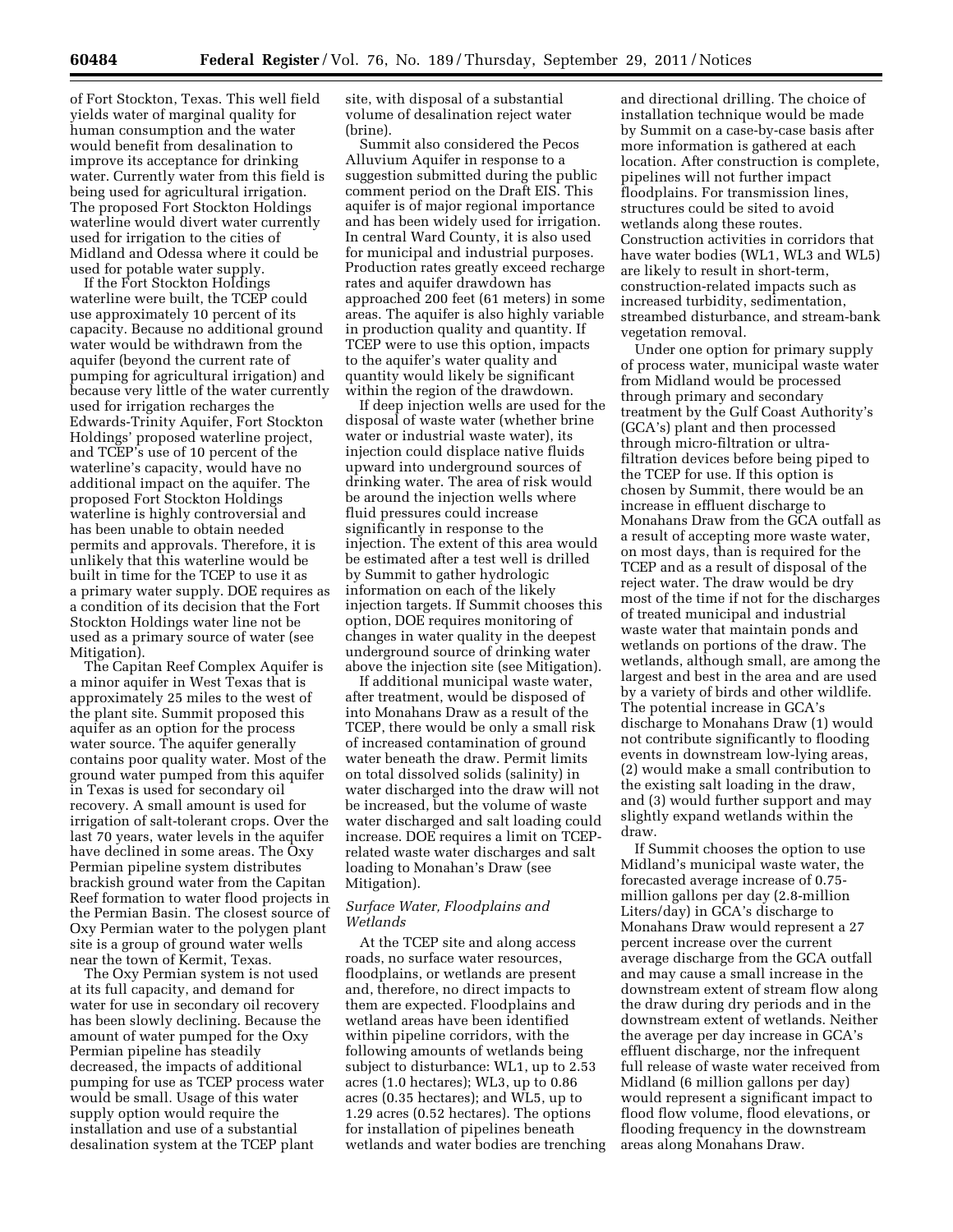of Fort Stockton, Texas. This well field yields water of marginal quality for human consumption and the water would benefit from desalination to improve its acceptance for drinking water. Currently water from this field is being used for agricultural irrigation. The proposed Fort Stockton Holdings waterline would divert water currently used for irrigation to the cities of Midland and Odessa where it could be used for potable water supply.

If the Fort Stockton Holdings waterline were built, the TCEP could use approximately 10 percent of its capacity. Because no additional ground water would be withdrawn from the aquifer (beyond the current rate of pumping for agricultural irrigation) and because very little of the water currently used for irrigation recharges the Edwards-Trinity Aquifer, Fort Stockton Holdings' proposed waterline project, and TCEP's use of 10 percent of the waterline's capacity, would have no additional impact on the aquifer. The proposed Fort Stockton Holdings waterline is highly controversial and has been unable to obtain needed permits and approvals. Therefore, it is unlikely that this waterline would be built in time for the TCEP to use it as a primary water supply. DOE requires as a condition of its decision that the Fort Stockton Holdings water line not be used as a primary source of water (see Mitigation).

The Capitan Reef Complex Aquifer is a minor aquifer in West Texas that is approximately 25 miles to the west of the plant site. Summit proposed this aquifer as an option for the process water source. The aquifer generally contains poor quality water. Most of the ground water pumped from this aquifer in Texas is used for secondary oil recovery. A small amount is used for irrigation of salt-tolerant crops. Over the last 70 years, water levels in the aquifer have declined in some areas. The Oxy Permian pipeline system distributes brackish ground water from the Capitan Reef formation to water flood projects in the Permian Basin. The closest source of Oxy Permian water to the polygen plant site is a group of ground water wells near the town of Kermit, Texas.

The Oxy Permian system is not used at its full capacity, and demand for water for use in secondary oil recovery has been slowly declining. Because the amount of water pumped for the Oxy Permian pipeline has steadily decreased, the impacts of additional pumping for use as TCEP process water would be small. Usage of this water supply option would require the installation and use of a substantial desalination system at the TCEP plant site, with disposal of a substantial volume of desalination reject water (brine).

Summit also considered the Pecos Alluvium Aquifer in response to a suggestion submitted during the public comment period on the Draft EIS. This aquifer is of major regional importance and has been widely used for irrigation. In central Ward County, it is also used for municipal and industrial purposes. Production rates greatly exceed recharge rates and aquifer drawdown has approached 200 feet (61 meters) in some areas. The aquifer is also highly variable in production quality and quantity. If TCEP were to use this option, impacts to the aquifer's water quality and quantity would likely be significant within the region of the drawdown.

If deep injection wells are used for the disposal of waste water (whether brine water or industrial waste water), its injection could displace native fluids upward into underground sources of drinking water. The area of risk would be around the injection wells where fluid pressures could increase significantly in response to the injection. The extent of this area would be estimated after a test well is drilled by Summit to gather hydrologic information on each of the likely injection targets. If Summit chooses this option, DOE requires monitoring of changes in water quality in the deepest underground source of drinking water above the injection site (see Mitigation).

If additional municipal waste water, after treatment, would be disposed of into Monahans Draw as a result of the TCEP, there would be only a small risk of increased contamination of ground water beneath the draw. Permit limits on total dissolved solids (salinity) in water discharged into the draw will not be increased, but the volume of waste water discharged and salt loading could increase. DOE requires a limit on TCEP-related waste water discharges and salt loading to Monahan's Draw (see Mitigation).

*Surface Water, Floodplains and Wetlands*

At the TCEP site and along access roads, no surface water resources, floodplains, or wetlands are present and, therefore, no direct impacts to them are expected. Floodplains and wetland areas have been identified within pipeline corridors, with the following amounts of wetlands being subject to disturbance: WL1, up to 2.53 acres (1.0 hectares); WL3, up to 0.86 acres (0.35 hectares); and WL5, up to 1.29 acres (0.52 hectares). The options for installation of pipelines beneath wetlands and water bodies are trenching and directional drilling. The choice of installation technique would be made by Summit on a case-by-case basis after more information is gathered at each location. After construction is complete, pipelines will not further impact floodplains. For transmission lines, structures could be sited to avoid wetlands along these routes. Construction activities in corridors that have water bodies (WL1, WL3 and WL5) are likely to result in short-term, construction-related impacts such as increased turbidity, sedimentation, streambed disturbance, and stream-bank vegetation removal.

Under one option for primary supply of process water, municipal waste water from Midland would be processed through primary and secondary treatment by the Gulf Coast Authority's (GCA's) plant and then processed through micro-filtration or ultra-filtration devices before being piped to the TCEP for use. If this option is chosen by Summit, there would be an increase in effluent discharge to Monahans Draw from the GCA outfall as a result of accepting more waste water, on most days, than is required for the TCEP and as a result of disposal of the reject water. The draw would be dry most of the time if not for the discharges of treated municipal and industrial waste water that maintain ponds and wetlands on portions of the draw. The wetlands, although small, are among the largest and best in the area and are used by a variety of birds and other wildlife. The potential increase in GCA's discharge to Monahans Draw (1) would not contribute significantly to flooding events in downstream low-lying areas, (2) would make a small contribution to the existing salt loading in the draw, and (3) would further support and may slightly expand wetlands within the draw.

If Summit chooses the option to use Midland's municipal waste water, the forecasted average increase of 0.75-million gallons per day (2.8-million Liters/day) in GCA's discharge to Monahans Draw would represent a 27 percent increase over the current average discharge from the GCA outfall and may cause a small increase in the downstream extent of stream flow along the draw during dry periods and in the downstream extent of wetlands. Neither the average per day increase in GCA's effluent discharge, nor the infrequent full release of waste water received from Midland (6 million gallons per day) would represent a significant impact to flood flow volume, flood elevations, or flooding frequency in the downstream areas along Monahans Draw.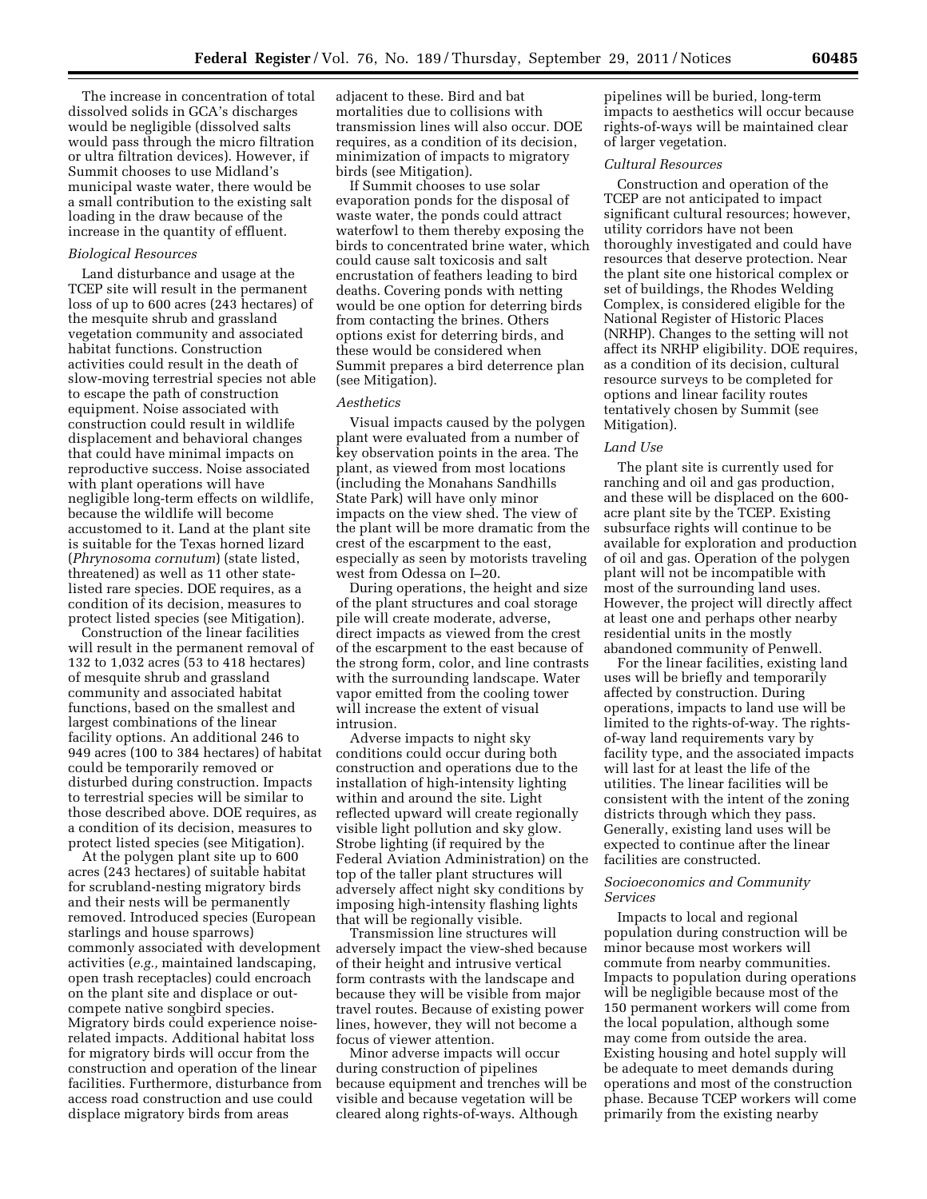The increase in concentration of total dissolved solids in GCA's discharges would be negligible (dissolved salts would pass through the micro filtration or ultra filtration devices). However, if Summit chooses to use Midland's municipal waste water, there would be a small contribution to the existing salt loading in the draw because of the increase in the quantity of effluent.

*Biological Resources*

Land disturbance and usage at the TCEP site will result in the permanent loss of up to 600 acres (243 hectares) of the mesquite shrub and grassland vegetation community and associated habitat functions. Construction activities could result in the death of slow-moving terrestrial species not able to escape the path of construction equipment. Noise associated with construction could result in wildlife displacement and behavioral changes that could have minimal impacts on reproductive success. Noise associated with plant operations will have negligible long-term effects on wildlife, because the wildlife will become accustomed to it. Land at the plant site is suitable for the Texas horned lizard (*Phrynosoma cornutum*) (state listed, threatened) as well as 11 other state-listed rare species. DOE requires, as a condition of its decision, measures to protect listed species (see Mitigation).

Construction of the linear facilities will result in the permanent removal of 132 to 1,032 acres (53 to 418 hectares) of mesquite shrub and grassland community and associated habitat functions, based on the smallest and largest combinations of the linear facility options. An additional 246 to 949 acres (100 to 384 hectares) of habitat could be temporarily removed or disturbed during construction. Impacts to terrestrial species will be similar to those described above. DOE requires, as a condition of its decision, measures to protect listed species (see Mitigation).

At the polygen plant site up to 600 acres (243 hectares) of suitable habitat for scrubland-nesting migratory birds and their nests will be permanently removed. Introduced species (European starlings and house sparrows) commonly associated with development activities (*e.g.,* maintained landscaping, open trash receptacles) could encroach on the plant site and displace or out-compete native songbird species. Migratory birds could experience noise-related impacts. Additional habitat loss for migratory birds will occur from the construction and operation of the linear facilities. Furthermore, disturbance from access road construction and use could displace migratory birds from areas adjacent to these. Bird and bat mortalities due to collisions with transmission lines will also occur. DOE requires, as a condition of its decision, minimization of impacts to migratory birds (see Mitigation).

If Summit chooses to use solar evaporation ponds for the disposal of waste water, the ponds could attract waterfowl to them thereby exposing the birds to concentrated brine water, which could cause salt toxicosis and salt encrustation of feathers leading to bird deaths. Covering ponds with netting would be one option for deterring birds from contacting the brines. Others options exist for deterring birds, and these would be considered when Summit prepares a bird deterrence plan (see Mitigation).

*Aesthetics*

Visual impacts caused by the polygen plant were evaluated from a number of key observation points in the area. The plant, as viewed from most locations (including the Monahans Sandhills State Park) will have only minor impacts on the view shed. The view of the plant will be more dramatic from the crest of the escarpment to the east, especially as seen by motorists traveling west from Odessa on I–20.

During operations, the height and size of the plant structures and coal storage pile will create moderate, adverse, direct impacts as viewed from the crest of the escarpment to the east because of the strong form, color, and line contrasts with the surrounding landscape. Water vapor emitted from the cooling tower will increase the extent of visual intrusion.

Adverse impacts to night sky conditions could occur during both construction and operations due to the installation of high-intensity lighting within and around the site. Light reflected upward will create regionally visible light pollution and sky glow. Strobe lighting (if required by the Federal Aviation Administration) on the top of the taller plant structures will adversely affect night sky conditions by imposing high-intensity flashing lights that will be regionally visible.

Transmission line structures will adversely impact the view-shed because of their height and intrusive vertical form contrasts with the landscape and because they will be visible from major travel routes. Because of existing power lines, however, they will not become a focus of viewer attention.

Minor adverse impacts will occur during construction of pipelines because equipment and trenches will be visible and because vegetation will be cleared along rights-of-ways. Although pipelines will be buried, long-term impacts to aesthetics will occur because rights-of-ways will be maintained clear of larger vegetation.

*Cultural Resources*

Construction and operation of the TCEP are not anticipated to impact significant cultural resources; however, utility corridors have not been thoroughly investigated and could have resources that deserve protection. Near the plant site one historical complex or set of buildings, the Rhodes Welding Complex, is considered eligible for the National Register of Historic Places (NRHP). Changes to the setting will not affect its NRHP eligibility. DOE requires, as a condition of its decision, cultural resource surveys to be completed for options and linear facility routes tentatively chosen by Summit (see Mitigation).

*Land Use*

The plant site is currently used for ranching and oil and gas production, and these will be displaced on the 600-acre plant site by the TCEP. Existing subsurface rights will continue to be available for exploration and production of oil and gas. Operation of the polygen plant will not be incompatible with most of the surrounding land uses. However, the project will directly affect at least one and perhaps other nearby residential units in the mostly abandoned community of Penwell.

For the linear facilities, existing land uses will be briefly and temporarily affected by construction. During operations, impacts to land use will be limited to the rights-of-way. The rights-of-way land requirements vary by facility type, and the associated impacts will last for at least the life of the utilities. The linear facilities will be consistent with the intent of the zoning districts through which they pass. Generally, existing land uses will be expected to continue after the linear facilities are constructed.

*Socioeconomics and Community Services*

Impacts to local and regional population during construction will be minor because most workers will commute from nearby communities. Impacts to population during operations will be negligible because most of the 150 permanent workers will come from the local population, although some may come from outside the area. Existing housing and hotel supply will be adequate to meet demands during operations and most of the construction phase. Because TCEP workers will come primarily from the existing nearby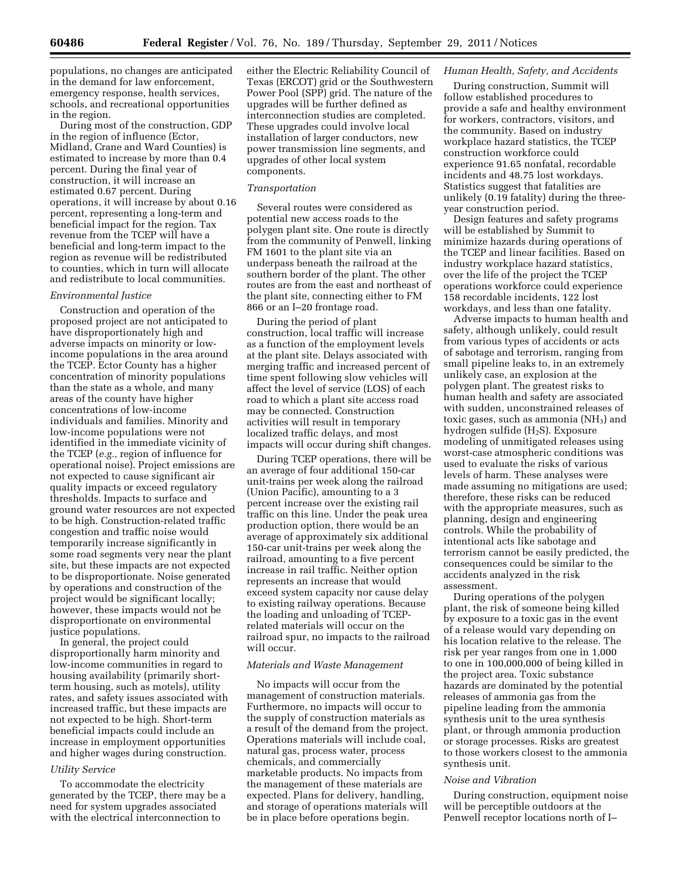populations, no changes are anticipated in the demand for law enforcement, emergency response, health services, schools, and recreational opportunities in the region.

During most of the construction, GDP in the region of influence (Ector, Midland, Crane and Ward Counties) is estimated to increase by more than 0.4 percent. During the final year of construction, it will increase an estimated 0.67 percent. During operations, it will increase by about 0.16 percent, representing a long-term and beneficial impact for the region. Tax revenue from the TCEP will have a beneficial and long-term impact to the region as revenue will be redistributed to counties, which in turn will allocate and redistribute to local communities.

*Environmental Justice*

Construction and operation of the proposed project are not anticipated to have disproportionately high and adverse impacts on minority or low-income populations in the area around the TCEP. Ector County has a higher concentration of minority populations than the state as a whole, and many areas of the county have higher concentrations of low-income individuals and families. Minority and low-income populations were not identified in the immediate vicinity of the TCEP (*e.g.,* region of influence for operational noise). Project emissions are not expected to cause significant air quality impacts or exceed regulatory thresholds. Impacts to surface and ground water resources are not expected to be high. Construction-related traffic congestion and traffic noise would temporarily increase significantly in some road segments very near the plant site, but these impacts are not expected to be disproportionate. Noise generated by operations and construction of the project would be significant locally; however, these impacts would not be disproportionate on environmental justice populations.

In general, the project could disproportionally harm minority and low-income communities in regard to housing availability (primarily short-term housing, such as motels), utility rates, and safety issues associated with increased traffic, but these impacts are not expected to be high. Short-term beneficial impacts could include an increase in employment opportunities and higher wages during construction.

*Utility Service*

To accommodate the electricity generated by the TCEP, there may be a need for system upgrades associated with the electrical interconnection to either the Electric Reliability Council of Texas (ERCOT) grid or the Southwestern Power Pool (SPP) grid. The nature of the upgrades will be further defined as interconnection studies are completed. These upgrades could involve local installation of larger conductors, new power transmission line segments, and upgrades of other local system components.

*Transportation*

Several routes were considered as potential new access roads to the polygen plant site. One route is directly from the community of Penwell, linking FM 1601 to the plant site via an underpass beneath the railroad at the southern border of the plant. The other routes are from the east and northeast of the plant site, connecting either to FM 866 or an I–20 frontage road.

During the period of plant construction, local traffic will increase as a function of the employment levels at the plant site. Delays associated with merging traffic and increased percent of time spent following slow vehicles will affect the level of service (LOS) of each road to which a plant site access road may be connected. Construction activities will result in temporary localized traffic delays, and most impacts will occur during shift changes.

During TCEP operations, there will be an average of four additional 150-car unit-trains per week along the railroad (Union Pacific), amounting to a 3 percent increase over the existing rail traffic on this line. Under the peak urea production option, there would be an average of approximately six additional 150-car unit-trains per week along the railroad, amounting to a five percent increase in rail traffic. Neither option represents an increase that would exceed system capacity nor cause delay to existing railway operations. Because the loading and unloading of TCEP-related materials will occur on the railroad spur, no impacts to the railroad will occur.

*Materials and Waste Management*

No impacts will occur from the management of construction materials. Furthermore, no impacts will occur to the supply of construction materials as a result of the demand from the project. Operations materials will include coal, natural gas, process water, process chemicals, and commercially marketable products. No impacts from the management of these materials are expected. Plans for delivery, handling, and storage of operations materials will be in place before operations begin.

*Human Health, Safety, and Accidents*

During construction, Summit will follow established procedures to provide a safe and healthy environment for workers, contractors, visitors, and the community. Based on industry workplace hazard statistics, the TCEP construction workforce could experience 91.65 nonfatal, recordable incidents and 48.75 lost workdays. Statistics suggest that fatalities are unlikely (0.19 fatality) during the three-year construction period.

Design features and safety programs will be established by Summit to minimize hazards during operations of the TCEP and linear facilities. Based on industry workplace hazard statistics, over the life of the project the TCEP operations workforce could experience 158 recordable incidents, 122 lost workdays, and less than one fatality.

Adverse impacts to human health and safety, although unlikely, could result from various types of accidents or acts of sabotage and terrorism, ranging from small pipeline leaks to, in an extremely unlikely case, an explosion at the polygen plant. The greatest risks to human health and safety are associated with sudden, unconstrained releases of toxic gases, such as ammonia ($NH_3$) and hydrogen sulfide ($H_2S$). Exposure modeling of unmitigated releases using worst-case atmospheric conditions was used to evaluate the risks of various levels of harm. These analyses were made assuming no mitigations are used; therefore, these risks can be reduced with the appropriate measures, such as planning, design and engineering controls. While the probability of intentional acts like sabotage and terrorism cannot be easily predicted, the consequences could be similar to the accidents analyzed in the risk assessment.

During operations of the polygen plant, the risk of someone being killed by exposure to a toxic gas in the event of a release would vary depending on his location relative to the release. The risk per year ranges from one in 1,000 to one in 100,000,000 of being killed in the project area. Toxic substance hazards are dominated by the potential releases of ammonia gas from the pipeline leading from the ammonia synthesis unit to the urea synthesis plant, or through ammonia production or storage processes. Risks are greatest to those workers closest to the ammonia synthesis unit.

*Noise and Vibration*

During construction, equipment noise will be perceptible outdoors at the Penwell receptor locations north of I–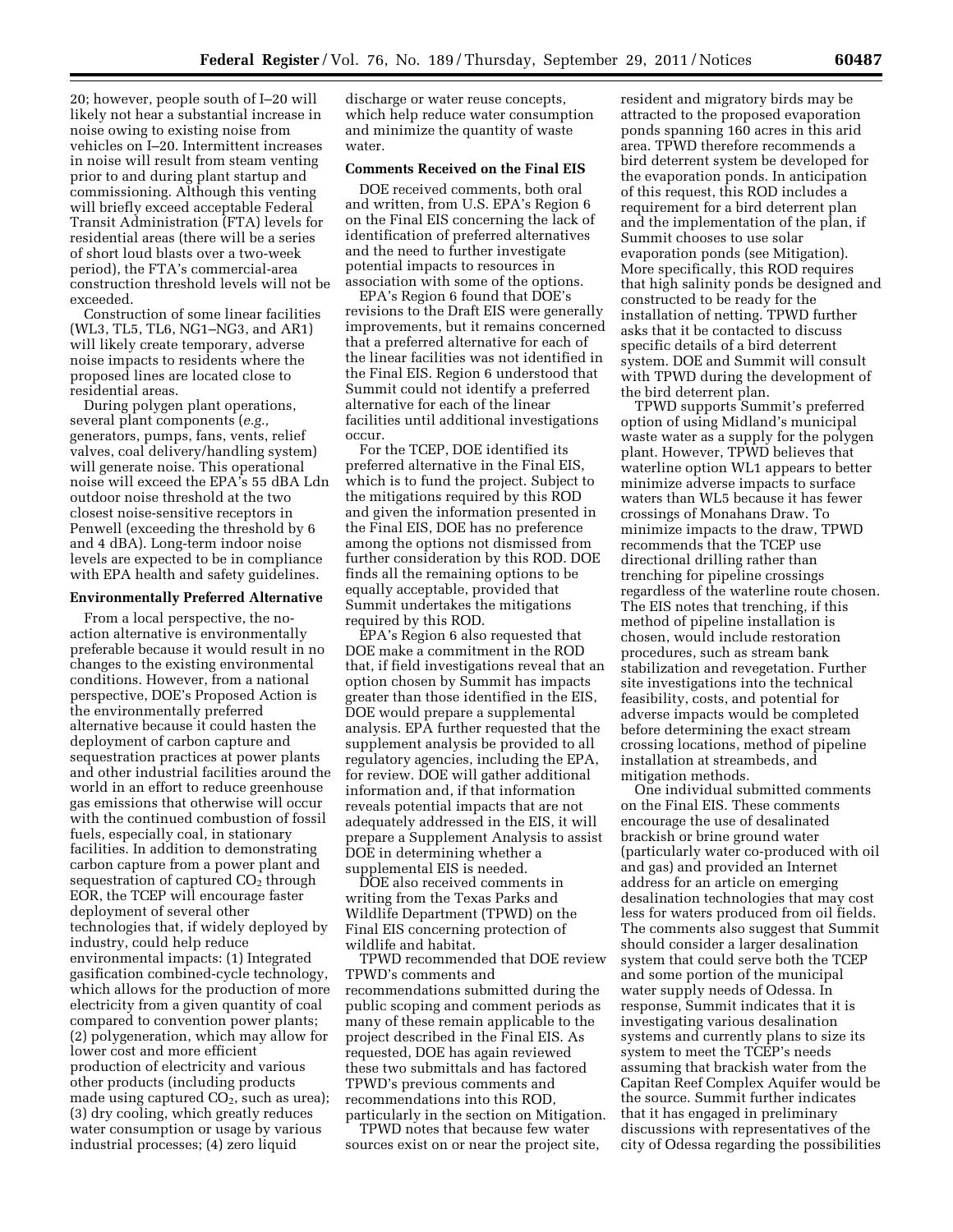20; however, people south of I–20 will likely not hear a substantial increase in noise owing to existing noise from vehicles on I–20. Intermittent increases in noise will result from steam venting prior to and during plant startup and commissioning. Although this venting will briefly exceed acceptable Federal Transit Administration (FTA) levels for residential areas (there will be a series of short loud blasts over a two-week period), the FTA's commercial-area construction threshold levels will not be exceeded.

Construction of some linear facilities (WL3, TL5, TL6, NG1–NG3, and AR1) will likely create temporary, adverse noise impacts to residents where the proposed lines are located close to residential areas.

During polygen plant operations, several plant components (*e.g.,* generators, pumps, fans, vents, relief valves, coal delivery/handling system) will generate noise. This operational noise will exceed the EPA's 55 dBA Ldn outdoor noise threshold at the two closest noise-sensitive receptors in Penwell (exceeding the threshold by 6 and 4 dBA). Long-term indoor noise levels are expected to be in compliance with EPA health and safety guidelines.

## Environmentally Preferred Alternative

From a local perspective, the no-action alternative is environmentally preferable because it would result in no changes to the existing environmental conditions. However, from a national perspective, DOE's Proposed Action is the environmentally preferred alternative because it could hasten the deployment of carbon capture and sequestration practices at power plants and other industrial facilities around the world in an effort to reduce greenhouse gas emissions that otherwise will occur with the continued combustion of fossil fuels, especially coal, in stationary facilities. In addition to demonstrating carbon capture from a power plant and sequestration of captured $CO_2$ through EOR, the TCEP will encourage faster deployment of several other technologies that, if widely deployed by industry, could help reduce environmental impacts: (1) Integrated gasification combined-cycle technology, which allows for the production of more electricity from a given quantity of coal compared to convention power plants; (2) polygeneration, which may allow for lower cost and more efficient production of electricity and various other products (including products made using captured $CO_2$, such as urea); (3) dry cooling, which greatly reduces water consumption or usage by various industrial processes; (4) zero liquid discharge or water reuse concepts, which help reduce water consumption and minimize the quantity of waste water.

## Comments Received on the Final EIS

DOE received comments, both oral and written, from U.S. EPA's Region 6 on the Final EIS concerning the lack of identification of preferred alternatives and the need to further investigate potential impacts to resources in association with some of the options.

EPA's Region 6 found that DOE's revisions to the Draft EIS were generally improvements, but it remains concerned that a preferred alternative for each of the linear facilities was not identified in the Final EIS. Region 6 understood that Summit could not identify a preferred alternative for each of the linear facilities until additional investigations occur.

For the TCEP, DOE identified its preferred alternative in the Final EIS, which is to fund the project. Subject to the mitigations required by this ROD and given the information presented in the Final EIS, DOE has no preference among the options not dismissed from further consideration by this ROD. DOE finds all the remaining options to be equally acceptable, provided that Summit undertakes the mitigations required by this ROD.

EPA's Region 6 also requested that DOE make a commitment in the ROD that, if field investigations reveal that an option chosen by Summit has impacts greater than those identified in the EIS, DOE would prepare a supplemental analysis. EPA further requested that the supplement analysis be provided to all regulatory agencies, including the EPA, for review. DOE will gather additional information and, if that information reveals potential impacts that are not adequately addressed in the EIS, it will prepare a Supplement Analysis to assist DOE in determining whether a supplemental EIS is needed.

DOE also received comments in writing from the Texas Parks and Wildlife Department (TPWD) on the Final EIS concerning protection of wildlife and habitat.

TPWD recommended that DOE review TPWD's comments and recommendations submitted during the public scoping and comment periods as many of these remain applicable to the project described in the Final EIS. As requested, DOE has again reviewed these two submittals and has factored TPWD's previous comments and recommendations into this ROD, particularly in the section on Mitigation.

TPWD notes that because few water sources exist on or near the project site, resident and migratory birds may be attracted to the proposed evaporation ponds spanning 160 acres in this arid area. TPWD therefore recommends a bird deterrent system be developed for the evaporation ponds. In anticipation of this request, this ROD includes a requirement for a bird deterrent plan and the implementation of the plan, if Summit chooses to use solar evaporation ponds (see Mitigation). More specifically, this ROD requires that high salinity ponds be designed and constructed to be ready for the installation of netting. TPWD further asks that it be contacted to discuss specific details of a bird deterrent system. DOE and Summit will consult with TPWD during the development of the bird deterrent plan.

TPWD supports Summit's preferred option of using Midland's municipal waste water as a supply for the polygen plant. However, TPWD believes that waterline option WL1 appears to better minimize adverse impacts to surface waters than WL5 because it has fewer crossings of Monahans Draw. To minimize impacts to the draw, TPWD recommends that the TCEP use directional drilling rather than trenching for pipeline crossings regardless of the waterline route chosen. The EIS notes that trenching, if this method of pipeline installation is chosen, would include restoration procedures, such as stream bank stabilization and revegetation. Further site investigations into the technical feasibility, costs, and potential for adverse impacts would be completed before determining the exact stream crossing locations, method of pipeline installation at streambeds, and mitigation methods.

One individual submitted comments on the Final EIS. These comments encourage the use of desalinated brackish or brine ground water (particularly water co-produced with oil and gas) and provided an Internet address for an article on emerging desalination technologies that may cost less for waters produced from oil fields. The comments also suggest that Summit should consider a larger desalination system that could serve both the TCEP and some portion of the municipal water supply needs of Odessa. In response, Summit indicates that it is investigating various desalination systems and currently plans to size its system to meet the TCEP's needs assuming that brackish water from the Capitan Reef Complex Aquifer would be the source. Summit further indicates that it has engaged in preliminary discussions with representatives of the city of Odessa regarding the possibilities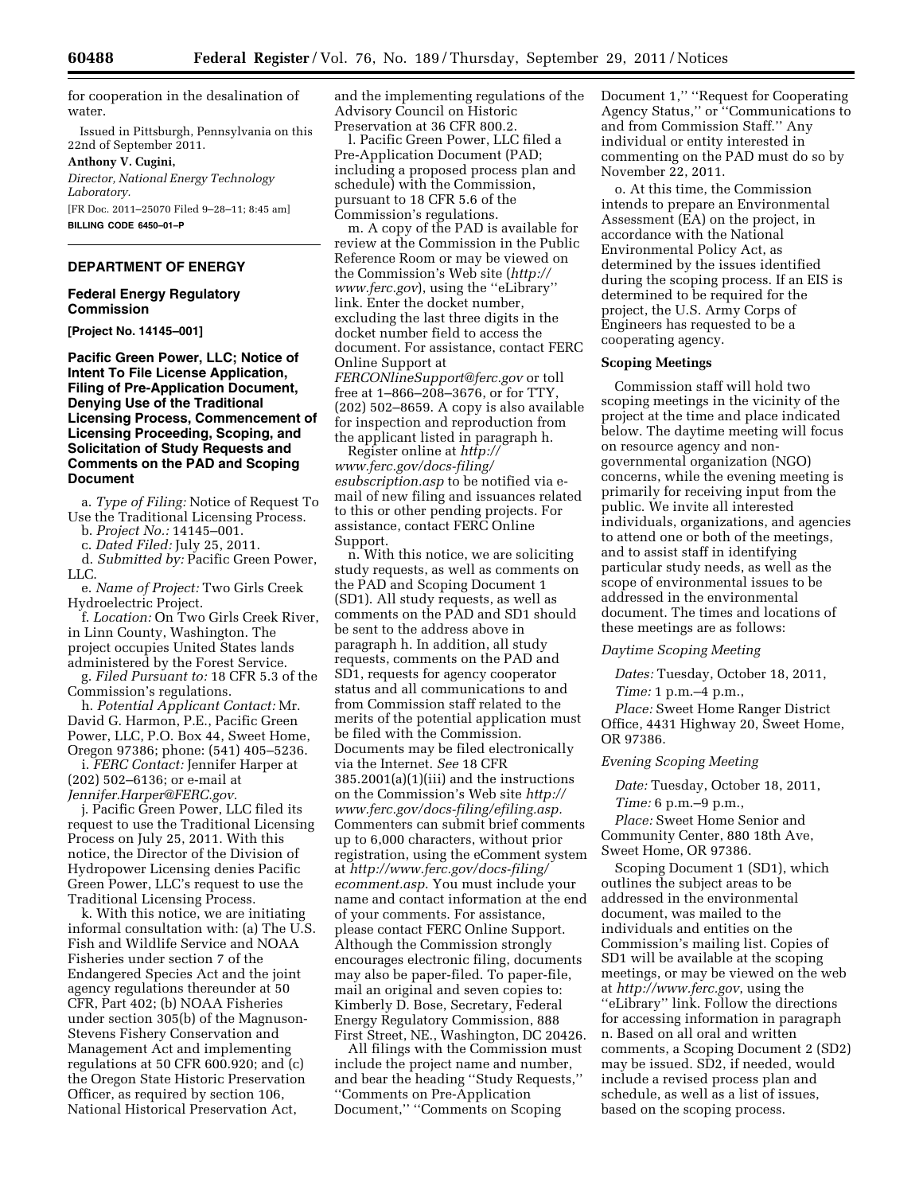for cooperation in the desalination of water.

Issued in Pittsburgh, Pennsylvania on this 22nd of September 2011.

**Anthony V. Cugini,**

*Director, National Energy Technology Laboratory.*

[FR Doc. 2011–25070 Filed 9–28–11; 8:45 am]

**BILLING CODE 6450–01–P**

## DEPARTMENT OF ENERGY

### Federal Energy Regulatory Commission

**[Project No. 14145–001]**

### Pacific Green Power, LLC; Notice of Intent To File License Application, Filing of Pre-Application Document, Denying Use of the Traditional Licensing Process, Commencement of Licensing Proceeding, Scoping, and Solicitation of Study Requests and Comments on the PAD and Scoping Document

a. *Type of Filing:* Notice of Request To Use the Traditional Licensing Process.

b. *Project No.:* 14145–001.

c. *Dated Filed:* July 25, 2011.

d. *Submitted by:* Pacific Green Power, LLC.

e. *Name of Project:* Two Girls Creek Hydroelectric Project.

f. *Location:* On Two Girls Creek River, in Linn County, Washington. The project occupies United States lands administered by the Forest Service.

g. *Filed Pursuant to:* 18 CFR 5.3 of the Commission's regulations.

h. *Potential Applicant Contact:* Mr. David G. Harmon, P.E., Pacific Green Power, LLC, P.O. Box 44, Sweet Home, Oregon 97386; phone: (541) 405–5236.

i. *FERC Contact:* Jennifer Harper at (202) 502–6136; or e-mail at *Jennifer.Harper@FERC.gov.*

j. Pacific Green Power, LLC filed its request to use the Traditional Licensing Process on July 25, 2011. With this notice, the Director of the Division of Hydropower Licensing denies Pacific Green Power, LLC's request to use the Traditional Licensing Process.

k. With this notice, we are initiating informal consultation with: (a) The U.S. Fish and Wildlife Service and NOAA Fisheries under section 7 of the Endangered Species Act and the joint agency regulations thereunder at 50 CFR, Part 402; (b) NOAA Fisheries under section 305(b) of the Magnuson-Stevens Fishery Conservation and Management Act and implementing regulations at 50 CFR 600.920; and (c) the Oregon State Historic Preservation Officer, as required by section 106, National Historical Preservation Act, and the implementing regulations of the Advisory Council on Historic Preservation at 36 CFR 800.2.

l. Pacific Green Power, LLC filed a Pre-Application Document (PAD; including a proposed process plan and schedule) with the Commission, pursuant to 18 CFR 5.6 of the Commission's regulations.

m. A copy of the PAD is available for review at the Commission in the Public Reference Room or may be viewed on the Commission's Web site (*http://www.ferc.gov*), using the ''eLibrary'' link. Enter the docket number, excluding the last three digits in the docket number field to access the document. For assistance, contact FERC Online Support at *FERCONlineSupport@ferc.gov* or toll free at 1–866–208–3676, or for TTY, (202) 502–8659. A copy is also available for inspection and reproduction from the applicant listed in paragraph h.

Register online at *http://www.ferc.gov/docs-filing/esubscription.asp* to be notified via e-mail of new filing and issuances related to this or other pending projects. For assistance, contact FERC Online Support.

n. With this notice, we are soliciting study requests, as well as comments on the PAD and Scoping Document 1 (SD1). All study requests, as well as comments on the PAD and SD1 should be sent to the address above in paragraph h. In addition, all study requests, comments on the PAD and SD1, requests for agency cooperator status and all communications to and from Commission staff related to the merits of the potential application must be filed with the Commission. Documents may be filed electronically via the Internet. *See* 18 CFR 385.2001(a)(1)(iii) and the instructions on the Commission's Web site *http://www.ferc.gov/docs-filing/efiling.asp.* Commenters can submit brief comments up to 6,000 characters, without prior registration, using the eComment system at *http://www.ferc.gov/docs-filing/ecomment.asp.* You must include your name and contact information at the end of your comments. For assistance, please contact FERC Online Support. Although the Commission strongly encourages electronic filing, documents may also be paper-filed. To paper-file, mail an original and seven copies to: Kimberly D. Bose, Secretary, Federal Energy Regulatory Commission, 888 First Street, NE., Washington, DC 20426.

All filings with the Commission must include the project name and number, and bear the heading ''Study Requests,'' ''Comments on Pre-Application Document,'' ''Comments on Scoping Document 1,'' ''Request for Cooperating Agency Status,'' or ''Communications to and from Commission Staff.'' Any individual or entity interested in commenting on the PAD must do so by November 22, 2011.

o. At this time, the Commission intends to prepare an Environmental Assessment (EA) on the project, in accordance with the National Environmental Policy Act, as determined by the issues identified during the scoping process. If an EIS is determined to be required for the project, the U.S. Army Corps of Engineers has requested to be a cooperating agency.

#### Scoping Meetings

Commission staff will hold two scoping meetings in the vicinity of the project at the time and place indicated below. The daytime meeting will focus on resource agency and non-governmental organization (NGO) concerns, while the evening meeting is primarily for receiving input from the public. We invite all interested individuals, organizations, and agencies to attend one or both of the meetings, and to assist staff in identifying particular study needs, as well as the scope of environmental issues to be addressed in the environmental document. The times and locations of these meetings are as follows:

*Daytime Scoping Meeting*

*Dates:* Tuesday, October 18, 2011,

*Time:* 1 p.m.–4 p.m.,

*Place:* Sweet Home Ranger District Office, 4431 Highway 20, Sweet Home, OR 97386.

*Evening Scoping Meeting*

*Date:* Tuesday, October 18, 2011,

*Time:* 6 p.m.–9 p.m.,

*Place:* Sweet Home Senior and Community Center, 880 18th Ave, Sweet Home, OR 97386.

Scoping Document 1 (SD1), which outlines the subject areas to be addressed in the environmental document, was mailed to the individuals and entities on the Commission's mailing list. Copies of SD1 will be available at the scoping meetings, or may be viewed on the web at *http://www.ferc.gov*, using the ''eLibrary'' link. Follow the directions for accessing information in paragraph n. Based on all oral and written comments, a Scoping Document 2 (SD2) may be issued. SD2, if needed, would include a revised process plan and schedule, as well as a list of issues, based on the scoping process.